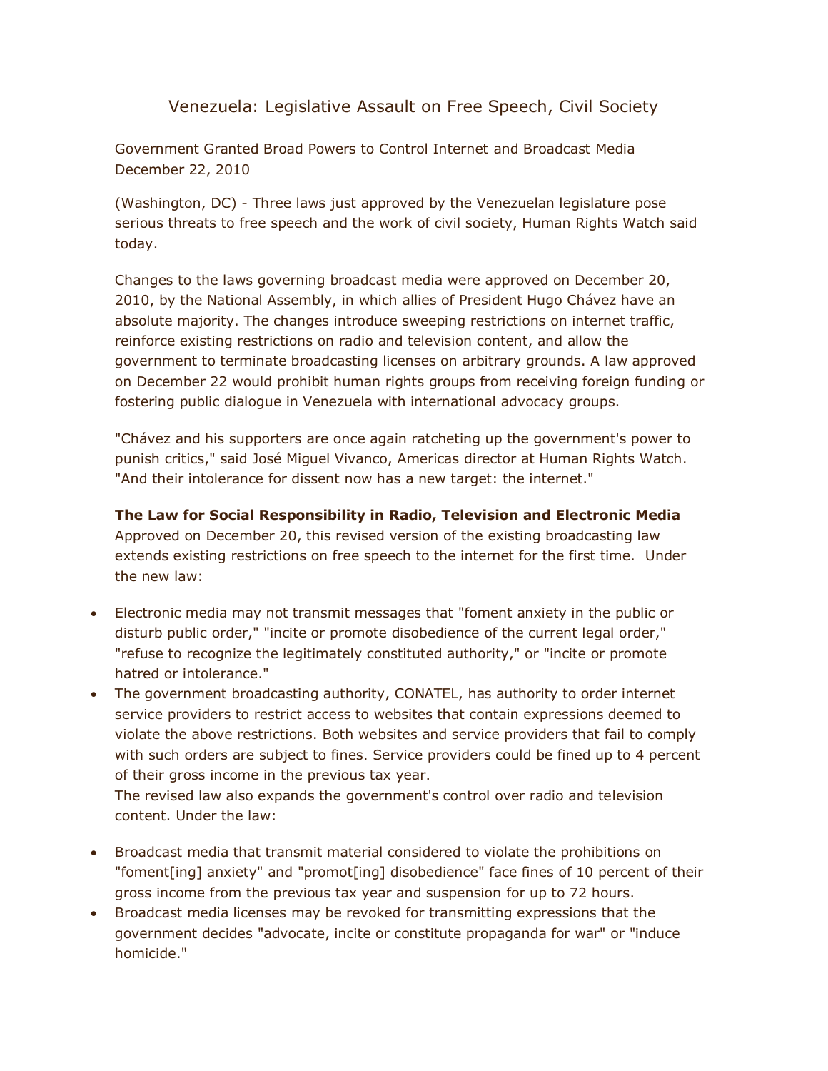# Venezuela: Legislative Assault on Free Speech, Civil Society

Government Granted Broad Powers to Control Internet and Broadcast Media
December 22, 2010

(Washington, DC) - Three laws just approved by the Venezuelan legislature pose serious threats to free speech and the work of civil society, Human Rights Watch said today.

Changes to the laws governing broadcast media were approved on December 20, 2010, by the National Assembly, in which allies of President Hugo Chávez have an absolute majority. The changes introduce sweeping restrictions on internet traffic, reinforce existing restrictions on radio and television content, and allow the government to terminate broadcasting licenses on arbitrary grounds. A law approved on December 22 would prohibit human rights groups from receiving foreign funding or fostering public dialogue in Venezuela with international advocacy groups.

"Chávez and his supporters are once again ratcheting up the government's power to punish critics," said José Miguel Vivanco, Americas director at Human Rights Watch. "And their intolerance for dissent now has a new target: the internet."

**The Law for Social Responsibility in Radio, Television and Electronic Media**
Approved on December 20, this revised version of the existing broadcasting law extends existing restrictions on free speech to the internet for the first time. Under the new law:

- Electronic media may not transmit messages that "foment anxiety in the public or disturb public order," "incite or promote disobedience of the current legal order," "refuse to recognize the legitimately constituted authority," or "incite or promote hatred or intolerance."
- The government broadcasting authority, CONATEL, has authority to order internet service providers to restrict access to websites that contain expressions deemed to violate the above restrictions. Both websites and service providers that fail to comply with such orders are subject to fines. Service providers could be fined up to 4 percent of their gross income in the previous tax year.

The revised law also expands the government's control over radio and television content. Under the law:

- Broadcast media that transmit material considered to violate the prohibitions on "foment[ing] anxiety" and "promot[ing] disobedience" face fines of 10 percent of their gross income from the previous tax year and suspension for up to 72 hours.
- Broadcast media licenses may be revoked for transmitting expressions that the government decides "advocate, incite or constitute propaganda for war" or "induce homicide."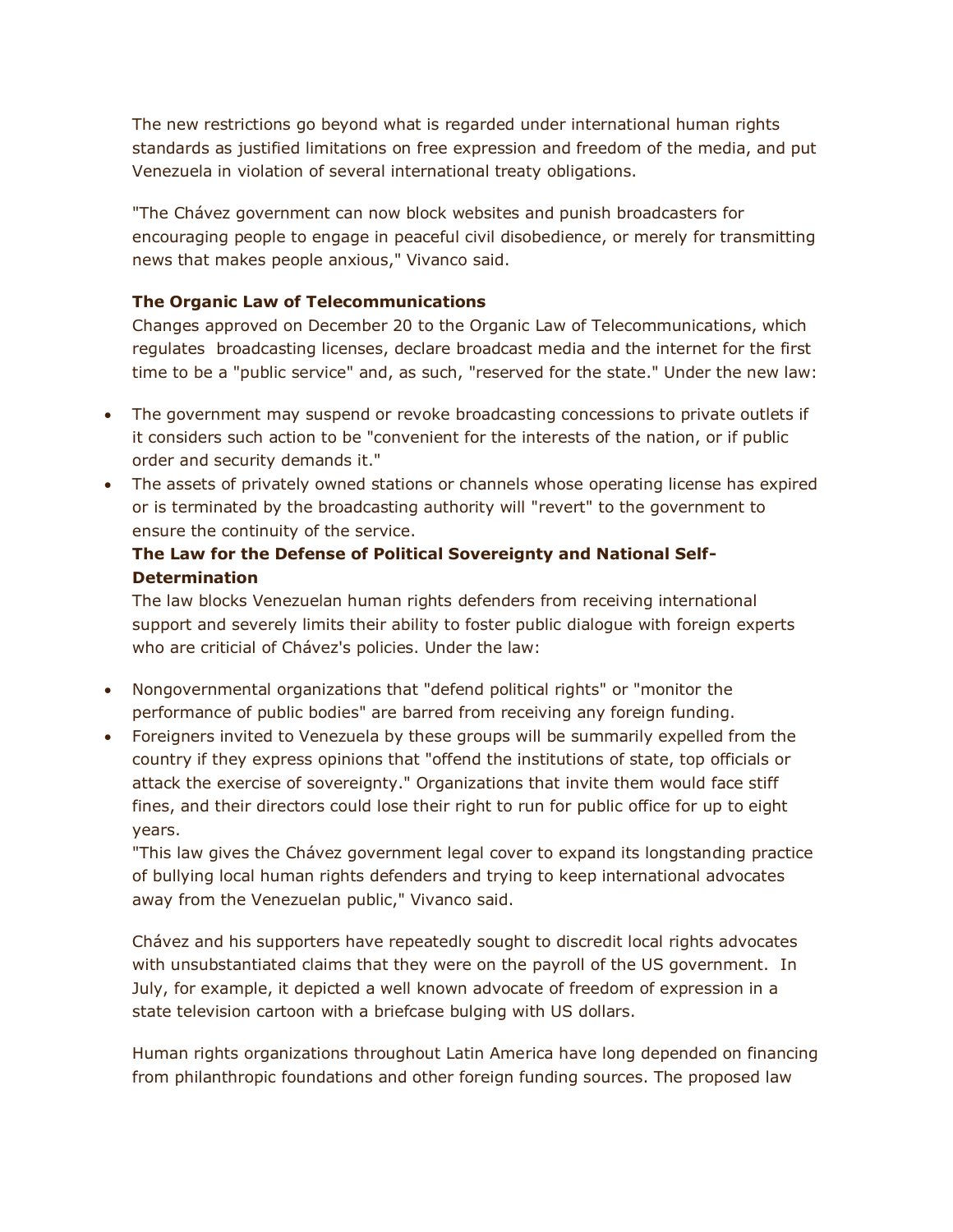The new restrictions go beyond what is regarded under international human rights standards as justified limitations on free expression and freedom of the media, and put Venezuela in violation of several international treaty obligations.

"The Chávez government can now block websites and punish broadcasters for encouraging people to engage in peaceful civil disobedience, or merely for transmitting news that makes people anxious," Vivanco said.

**The Organic Law of Telecommunications**

Changes approved on December 20 to the Organic Law of Telecommunications, which regulates broadcasting licenses, declare broadcast media and the internet for the first time to be a "public service" and, as such, "reserved for the state." Under the new law:

- The government may suspend or revoke broadcasting concessions to private outlets if it considers such action to be "convenient for the interests of the nation, or if public order and security demands it."
- The assets of privately owned stations or channels whose operating license has expired or is terminated by the broadcasting authority will "revert" to the government to ensure the continuity of the service.

**The Law for the Defense of Political Sovereignty and National Self-Determination**

The law blocks Venezuelan human rights defenders from receiving international support and severely limits their ability to foster public dialogue with foreign experts who are criticial of Chávez's policies. Under the law:

- Nongovernmental organizations that "defend political rights" or "monitor the performance of public bodies" are barred from receiving any foreign funding.
- Foreigners invited to Venezuela by these groups will be summarily expelled from the country if they express opinions that "offend the institutions of state, top officials or attack the exercise of sovereignty." Organizations that invite them would face stiff fines, and their directors could lose their right to run for public office for up to eight years.

"This law gives the Chávez government legal cover to expand its longstanding practice of bullying local human rights defenders and trying to keep international advocates away from the Venezuelan public," Vivanco said.

Chávez and his supporters have repeatedly sought to discredit local rights advocates with unsubstantiated claims that they were on the payroll of the US government. In July, for example, it depicted a well known advocate of freedom of expression in a state television cartoon with a briefcase bulging with US dollars.

Human rights organizations throughout Latin America have long depended on financing from philanthropic foundations and other foreign funding sources. The proposed law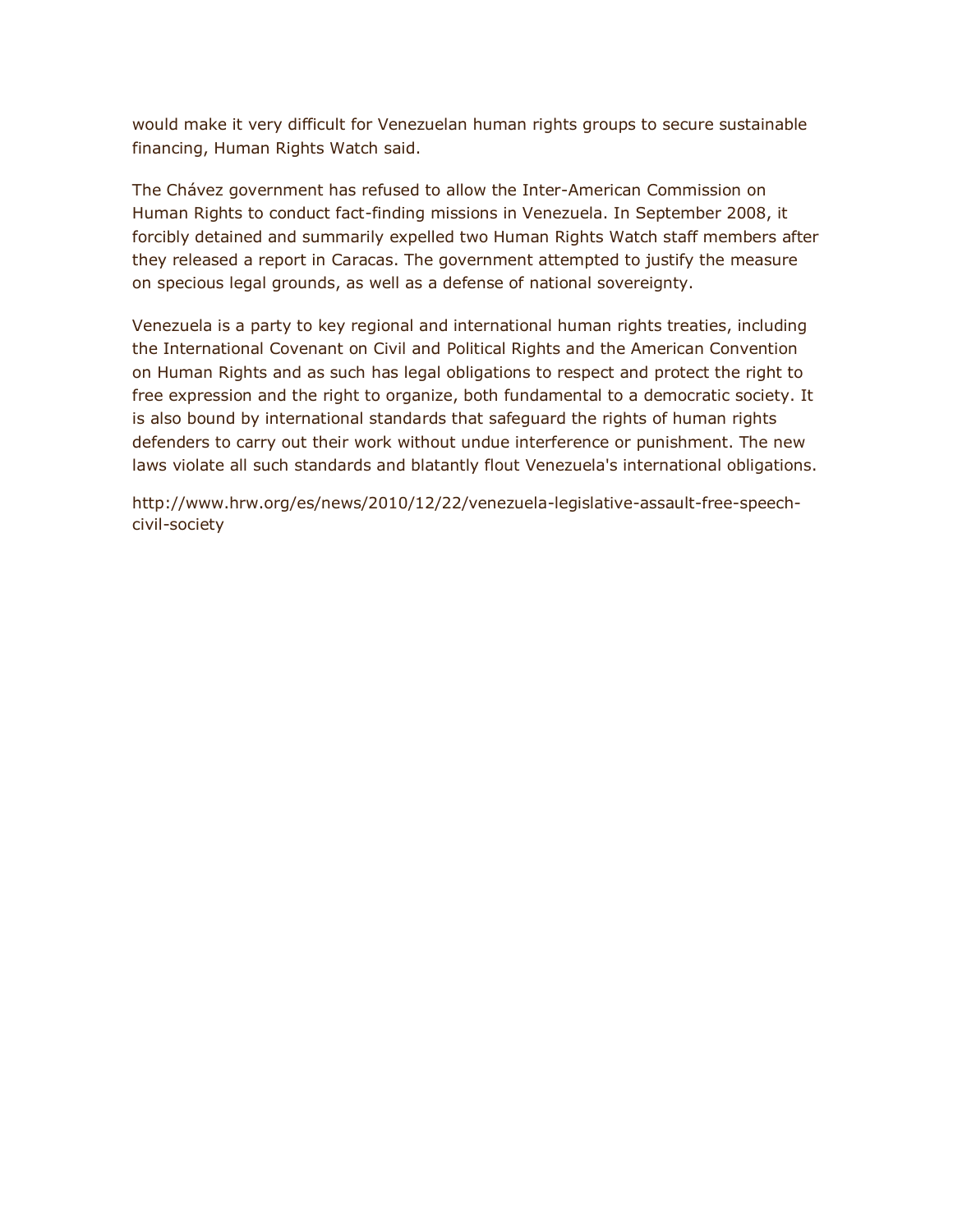would make it very difficult for Venezuelan human rights groups to secure sustainable financing, Human Rights Watch said.

The Chávez government has refused to allow the Inter-American Commission on Human Rights to conduct fact-finding missions in Venezuela. In September 2008, it forcibly detained and summarily expelled two Human Rights Watch staff members after they released a report in Caracas. The government attempted to justify the measure on specious legal grounds, as well as a defense of national sovereignty.

Venezuela is a party to key regional and international human rights treaties, including the International Covenant on Civil and Political Rights and the American Convention on Human Rights and as such has legal obligations to respect and protect the right to free expression and the right to organize, both fundamental to a democratic society. It is also bound by international standards that safeguard the rights of human rights defenders to carry out their work without undue interference or punishment. The new laws violate all such standards and blatantly flout Venezuela's international obligations.

http://www.hrw.org/es/news/2010/12/22/venezuela-legislative-assault-free-speech-civil-society